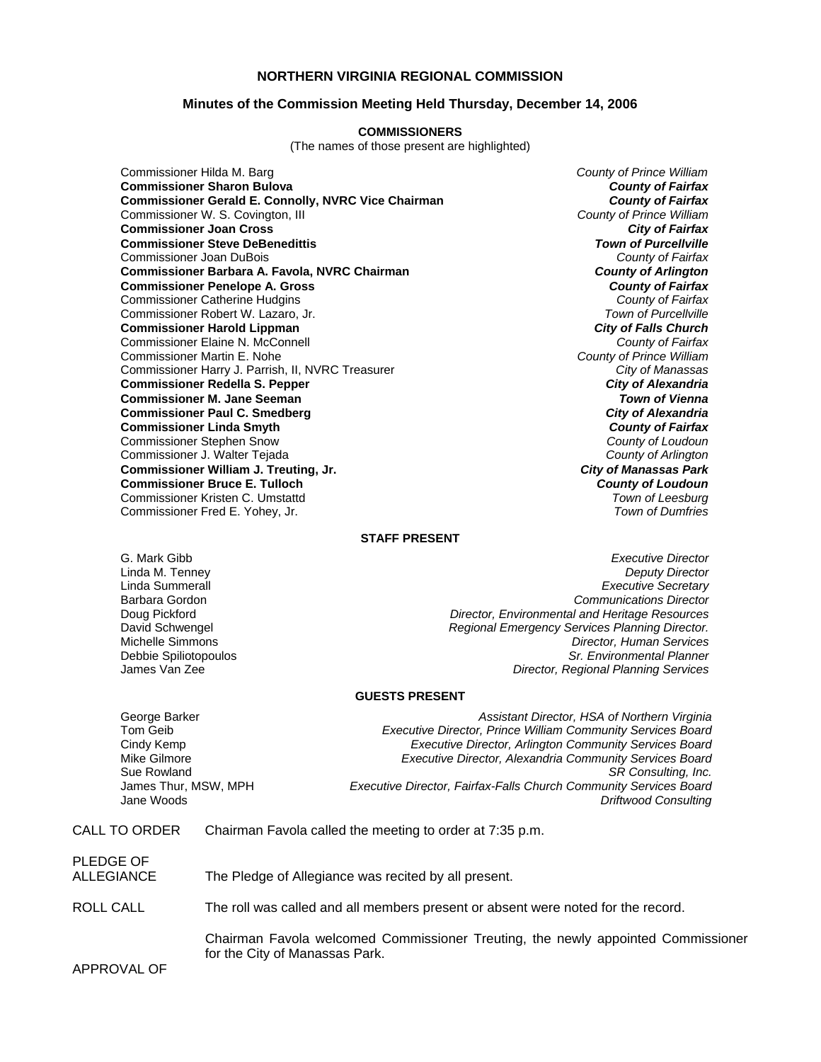# NORTHERN VIRGINIA REGIONAL COMMISSION

## Minutes of the Commission Meeting Held Thursday, December 14, 2006

### COMMISSIONERS

(The names of those present are highlighted)

| | |
|---|---|
| Commissioner Hilda M. Barg | *County of Prince William* |
| **Commissioner Sharon Bulova** | ***County of Fairfax*** |
| **Commissioner Gerald E. Connolly, NVRC Vice Chairman** | ***County of Fairfax*** |
| Commissioner W. S. Covington, III | *County of Prince William* |
| **Commissioner Joan Cross** | ***City of Fairfax*** |
| **Commissioner Steve DeBenedittis** | ***Town of Purcellville*** |
| Commissioner Joan DuBois | *County of Fairfax* |
| **Commissioner Barbara A. Favola, NVRC Chairman** | ***County of Arlington*** |
| **Commissioner Penelope A. Gross** | ***County of Fairfax*** |
| Commissioner Catherine Hudgins | *County of Fairfax* |
| Commissioner Robert W. Lazaro, Jr. | *Town of Purcellville* |
| **Commissioner Harold Lippman** | ***City of Falls Church*** |
| Commissioner Elaine N. McConnell | *County of Fairfax* |
| Commissioner Martin E. Nohe | *County of Prince William* |
| Commissioner Harry J. Parrish, II, NVRC Treasurer | *City of Manassas* |
| **Commissioner Redella S. Pepper** | ***City of Alexandria*** |
| **Commissioner M. Jane Seeman** | ***Town of Vienna*** |
| **Commissioner Paul C. Smedberg** | ***City of Alexandria*** |
| **Commissioner Linda Smyth** | ***County of Fairfax*** |
| Commissioner Stephen Snow | *County of Loudoun* |
| Commissioner J. Walter Tejada | *County of Arlington* |
| **Commissioner William J. Treuting, Jr.** | ***City of Manassas Park*** |
| **Commissioner Bruce E. Tulloch** | ***County of Loudoun*** |
| Commissioner Kristen C. Umstattd | *Town of Leesburg* |
| Commissioner Fred E. Yohey, Jr. | *Town of Dumfries* |

### STAFF PRESENT

| | |
|---|---|
| G. Mark Gibb | *Executive Director* |
| Linda M. Tenney | *Deputy Director* |
| Linda Summerall | *Executive Secretary* |
| Barbara Gordon | *Communications Director* |
| Doug Pickford | *Director, Environmental and Heritage Resources* |
| David Schwengel | *Regional Emergency Services Planning Director.* |
| Michelle Simmons | *Director, Human Services* |
| Debbie Spiliotopoulos | *Sr. Environmental Planner* |
| James Van Zee | *Director, Regional Planning Services* |

### GUESTS PRESENT

| | |
|---|---|
| George Barker | *Assistant Director, HSA of Northern Virginia* |
| Tom Geib | *Executive Director, Prince William Community Services Board* |
| Cindy Kemp | *Executive Director, Arlington Community Services Board* |
| Mike Gilmore | *Executive Director, Alexandria Community Services Board* |
| Sue Rowland | *SR Consulting, Inc.* |
| James Thur, MSW, MPH | *Executive Director, Fairfax-Falls Church Community Services Board* |
| Jane Woods | *Driftwood Consulting* |

CALL TO ORDER — Chairman Favola called the meeting to order at 7:35 p.m.

PLEDGE OF ALLEGIANCE — The Pledge of Allegiance was recited by all present.

ROLL CALL — The roll was called and all members present or absent were noted for the record.

Chairman Favola welcomed Commissioner Treuting, the newly appointed Commissioner for the City of Manassas Park.

APPROVAL OF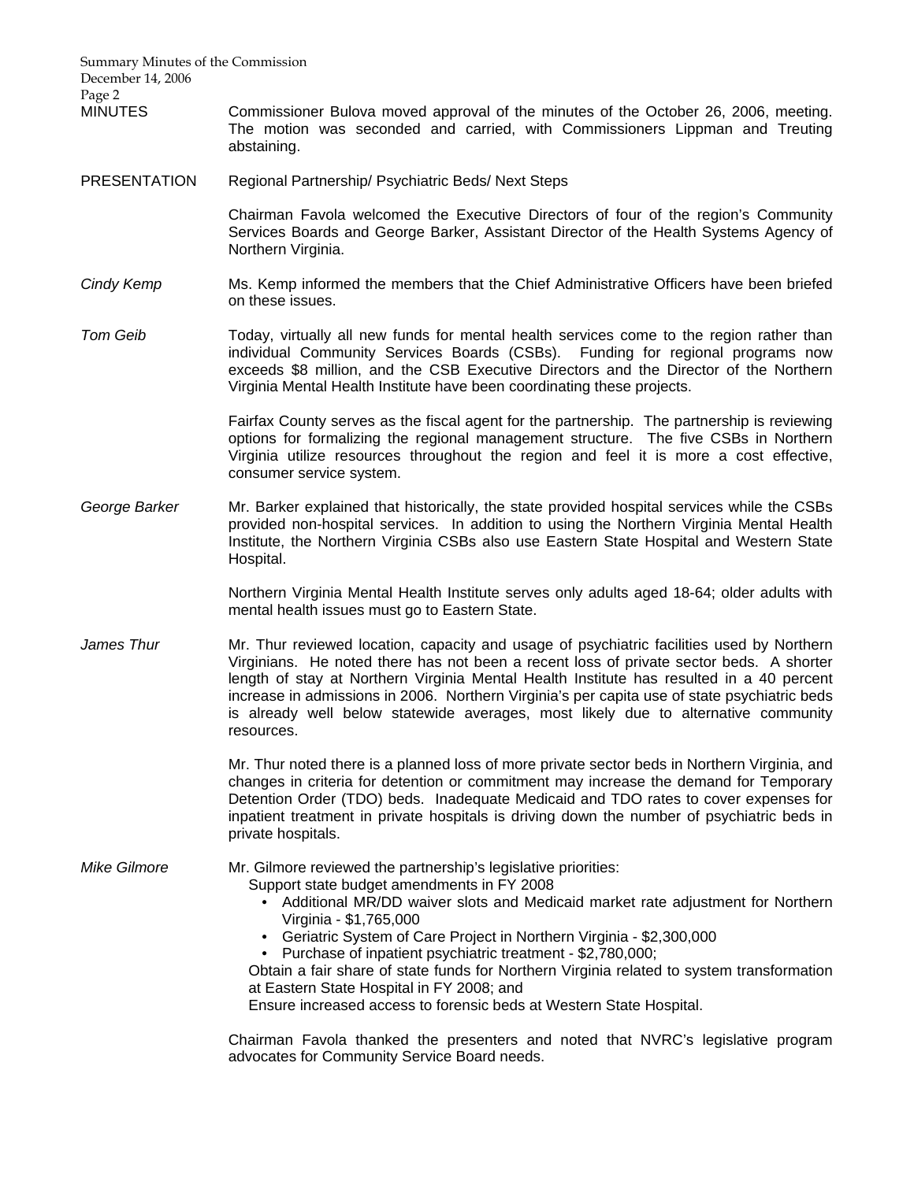**MINUTES**

Commissioner Bulova moved approval of the minutes of the October 26, 2006, meeting. The motion was seconded and carried, with Commissioners Lippman and Treuting abstaining.

**PRESENTATION**

Regional Partnership/ Psychiatric Beds/ Next Steps

Chairman Favola welcomed the Executive Directors of four of the region's Community Services Boards and George Barker, Assistant Director of the Health Systems Agency of Northern Virginia.

*Cindy Kemp*

Ms. Kemp informed the members that the Chief Administrative Officers have been briefed on these issues.

*Tom Geib*

Today, virtually all new funds for mental health services come to the region rather than individual Community Services Boards (CSBs). Funding for regional programs now exceeds $8 million, and the CSB Executive Directors and the Director of the Northern Virginia Mental Health Institute have been coordinating these projects.

Fairfax County serves as the fiscal agent for the partnership. The partnership is reviewing options for formalizing the regional management structure. The five CSBs in Northern Virginia utilize resources throughout the region and feel it is more a cost effective, consumer service system.

*George Barker*

Mr. Barker explained that historically, the state provided hospital services while the CSBs provided non-hospital services. In addition to using the Northern Virginia Mental Health Institute, the Northern Virginia CSBs also use Eastern State Hospital and Western State Hospital.

Northern Virginia Mental Health Institute serves only adults aged 18-64; older adults with mental health issues must go to Eastern State.

*James Thur*

Mr. Thur reviewed location, capacity and usage of psychiatric facilities used by Northern Virginians. He noted there has not been a recent loss of private sector beds. A shorter length of stay at Northern Virginia Mental Health Institute has resulted in a 40 percent increase in admissions in 2006. Northern Virginia's per capita use of state psychiatric beds is already well below statewide averages, most likely due to alternative community resources.

Mr. Thur noted there is a planned loss of more private sector beds in Northern Virginia, and changes in criteria for detention or commitment may increase the demand for Temporary Detention Order (TDO) beds. Inadequate Medicaid and TDO rates to cover expenses for inpatient treatment in private hospitals is driving down the number of psychiatric beds in private hospitals.

*Mike Gilmore*

Mr. Gilmore reviewed the partnership's legislative priorities:

Support state budget amendments in FY 2008

- Additional MR/DD waiver slots and Medicaid market rate adjustment for Northern Virginia - $1,765,000
- Geriatric System of Care Project in Northern Virginia - $2,300,000
- Purchase of inpatient psychiatric treatment - $2,780,000;

Obtain a fair share of state funds for Northern Virginia related to system transformation at Eastern State Hospital in FY 2008; and

Ensure increased access to forensic beds at Western State Hospital.

Chairman Favola thanked the presenters and noted that NVRC's legislative program advocates for Community Service Board needs.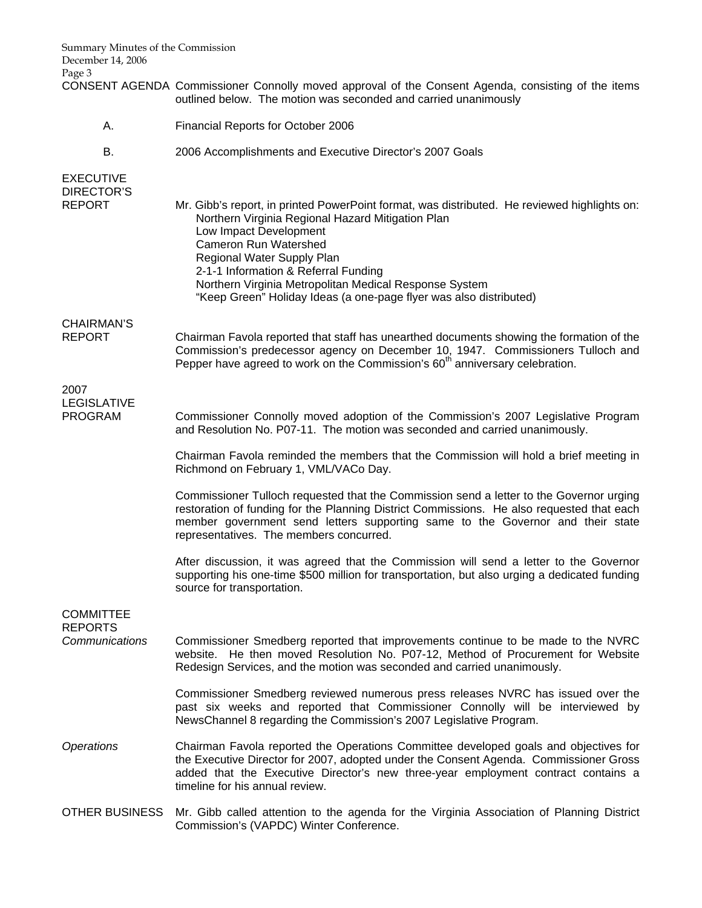**CONSENT AGENDA** Commissioner Connolly moved approval of the Consent Agenda, consisting of the items outlined below. The motion was seconded and carried unanimously

A. Financial Reports for October 2006

B. 2006 Accomplishments and Executive Director's 2007 Goals

**EXECUTIVE DIRECTOR'S REPORT**

Mr. Gibb's report, in printed PowerPoint format, was distributed. He reviewed highlights on:

- Northern Virginia Regional Hazard Mitigation Plan
- Low Impact Development
- Cameron Run Watershed
- Regional Water Supply Plan
- 2-1-1 Information & Referral Funding
- Northern Virginia Metropolitan Medical Response System
- "Keep Green" Holiday Ideas (a one-page flyer was also distributed)

**CHAIRMAN'S REPORT**

Chairman Favola reported that staff has unearthed documents showing the formation of the Commission's predecessor agency on December 10, 1947. Commissioners Tulloch and Pepper have agreed to work on the Commission's 60th anniversary celebration.

**2007 LEGISLATIVE PROGRAM**

Commissioner Connolly moved adoption of the Commission's 2007 Legislative Program and Resolution No. P07-11. The motion was seconded and carried unanimously.

Chairman Favola reminded the members that the Commission will hold a brief meeting in Richmond on February 1, VML/VACo Day.

Commissioner Tulloch requested that the Commission send a letter to the Governor urging restoration of funding for the Planning District Commissions. He also requested that each member government send letters supporting same to the Governor and their state representatives. The members concurred.

After discussion, it was agreed that the Commission will send a letter to the Governor supporting his one-time $500 million for transportation, but also urging a dedicated funding source for transportation.

**COMMITTEE REPORTS**

*Communications*

Commissioner Smedberg reported that improvements continue to be made to the NVRC website. He then moved Resolution No. P07-12, Method of Procurement for Website Redesign Services, and the motion was seconded and carried unanimously.

Commissioner Smedberg reviewed numerous press releases NVRC has issued over the past six weeks and reported that Commissioner Connolly will be interviewed by NewsChannel 8 regarding the Commission's 2007 Legislative Program.

*Operations*

Chairman Favola reported the Operations Committee developed goals and objectives for the Executive Director for 2007, adopted under the Consent Agenda. Commissioner Gross added that the Executive Director's new three-year employment contract contains a timeline for his annual review.

**OTHER BUSINESS** Mr. Gibb called attention to the agenda for the Virginia Association of Planning District Commission's (VAPDC) Winter Conference.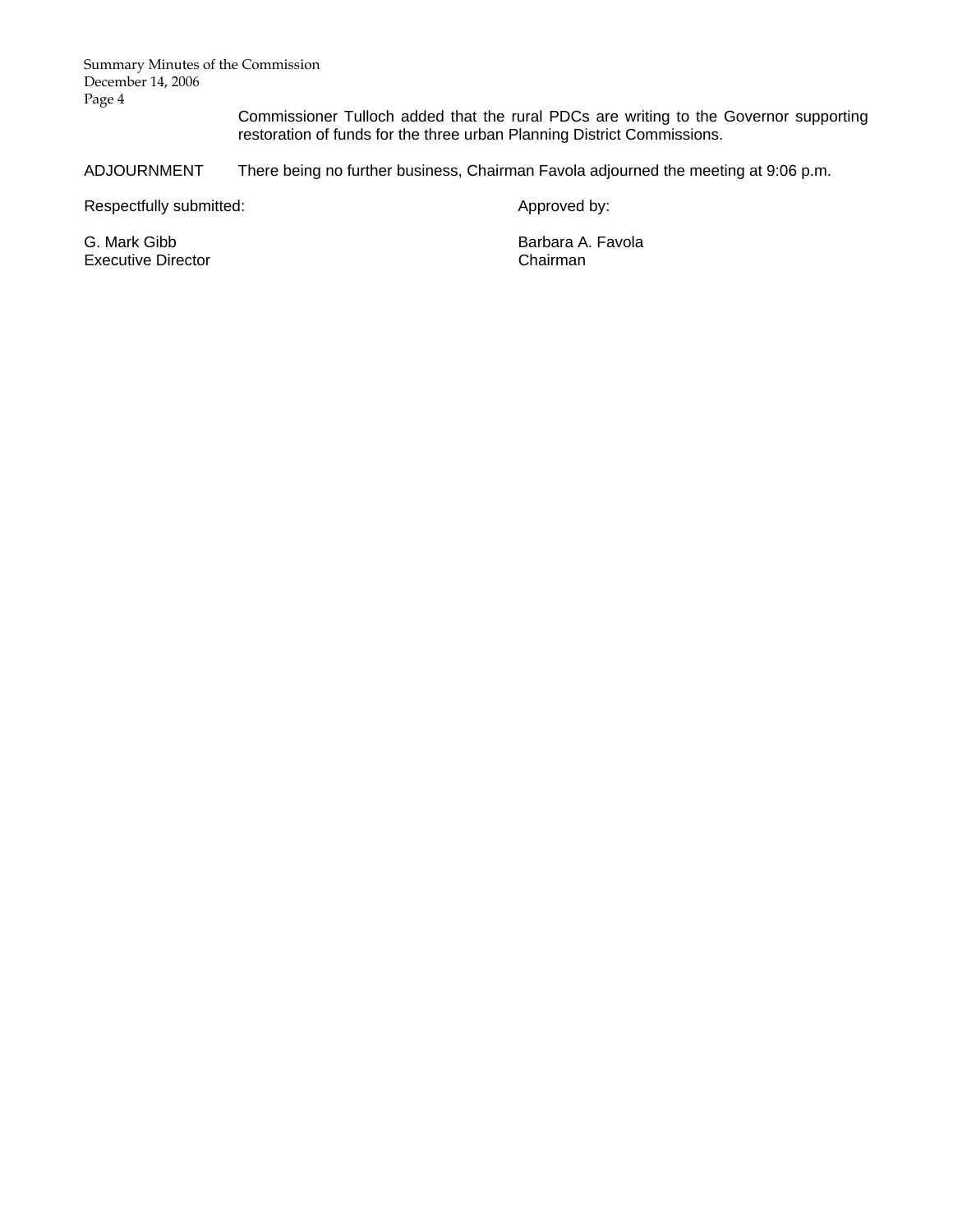Commissioner Tulloch added that the rural PDCs are writing to the Governor supporting restoration of funds for the three urban Planning District Commissions.

ADJOURNMENT There being no further business, Chairman Favola adjourned the meeting at 9:06 p.m.

| | |
|---|---|
| Respectfully submitted: | Approved by: |
| G. Mark Gibb<br>Executive Director | Barbara A. Favola<br>Chairman |